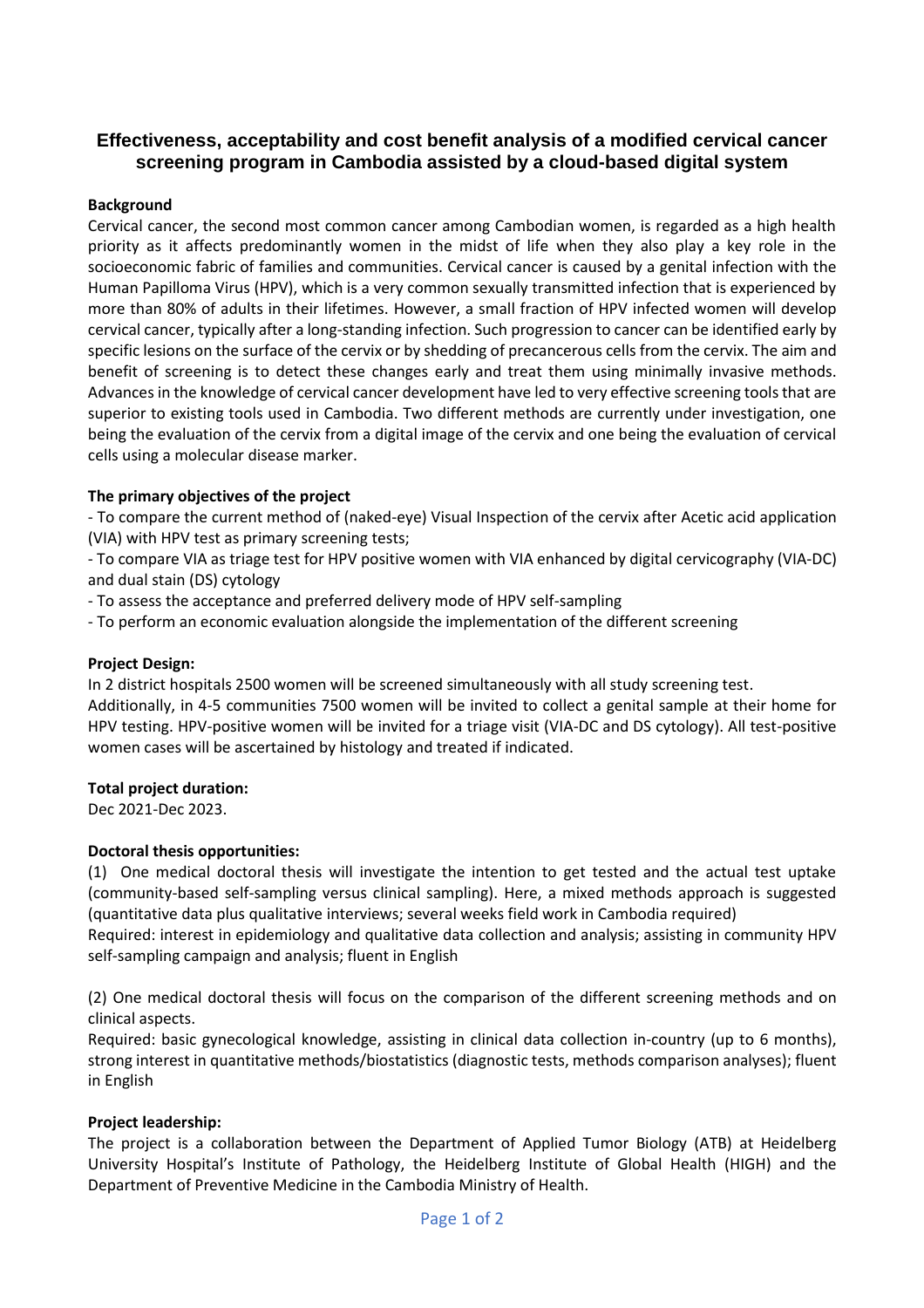# Effectiveness, acceptability and cost benefit analysis of a modified cervical cancer screening program in Cambodia assisted by a cloud-based digital system

**Background**

Cervical cancer, the second most common cancer among Cambodian women, is regarded as a high health priority as it affects predominantly women in the midst of life when they also play a key role in the socioeconomic fabric of families and communities. Cervical cancer is caused by a genital infection with the Human Papilloma Virus (HPV), which is a very common sexually transmitted infection that is experienced by more than 80% of adults in their lifetimes. However, a small fraction of HPV infected women will develop cervical cancer, typically after a long-standing infection. Such progression to cancer can be identified early by specific lesions on the surface of the cervix or by shedding of precancerous cells from the cervix. The aim and benefit of screening is to detect these changes early and treat them using minimally invasive methods. Advances in the knowledge of cervical cancer development have led to very effective screening tools that are superior to existing tools used in Cambodia. Two different methods are currently under investigation, one being the evaluation of the cervix from a digital image of the cervix and one being the evaluation of cervical cells using a molecular disease marker.

**The primary objectives of the project**

- To compare the current method of (naked-eye) Visual Inspection of the cervix after Acetic acid application (VIA) with HPV test as primary screening tests;
- To compare VIA as triage test for HPV positive women with VIA enhanced by digital cervicography (VIA-DC) and dual stain (DS) cytology
- To assess the acceptance and preferred delivery mode of HPV self-sampling
- To perform an economic evaluation alongside the implementation of the different screening

**Project Design:**

In 2 district hospitals 2500 women will be screened simultaneously with all study screening test.
Additionally, in 4-5 communities 7500 women will be invited to collect a genital sample at their home for HPV testing. HPV-positive women will be invited for a triage visit (VIA-DC and DS cytology). All test-positive women cases will be ascertained by histology and treated if indicated.

**Total project duration:**

Dec 2021-Dec 2023.

**Doctoral thesis opportunities:**

(1) One medical doctoral thesis will investigate the intention to get tested and the actual test uptake (community-based self-sampling versus clinical sampling). Here, a mixed methods approach is suggested (quantitative data plus qualitative interviews; several weeks field work in Cambodia required)
Required: interest in epidemiology and qualitative data collection and analysis; assisting in community HPV self-sampling campaign and analysis; fluent in English

(2) One medical doctoral thesis will focus on the comparison of the different screening methods and on clinical aspects.
Required: basic gynecological knowledge, assisting in clinical data collection in-country (up to 6 months), strong interest in quantitative methods/biostatistics (diagnostic tests, methods comparison analyses); fluent in English

**Project leadership:**

The project is a collaboration between the Department of Applied Tumor Biology (ATB) at Heidelberg University Hospital's Institute of Pathology, the Heidelberg Institute of Global Health (HIGH) and the Department of Preventive Medicine in the Cambodia Ministry of Health.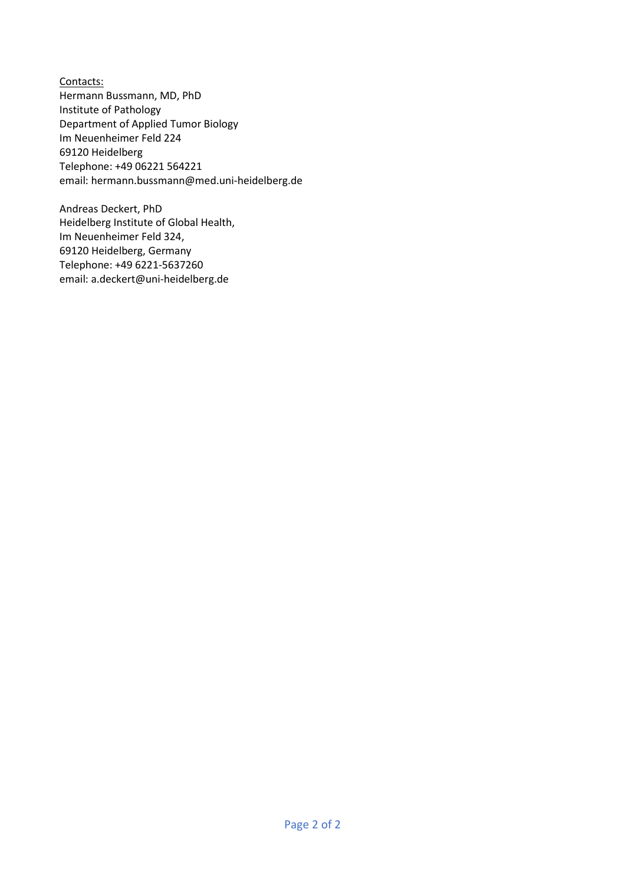<u>Contacts:</u>

Hermann Bussmann, MD, PhD  
Institute of Pathology  
Department of Applied Tumor Biology  
Im Neuenheimer Feld 224  
69120 Heidelberg  
Telephone: +49 06221 564221  
email: hermann.bussmann@med.uni-heidelberg.de

Andreas Deckert, PhD  
Heidelberg Institute of Global Health,  
Im Neuenheimer Feld 324,  
69120 Heidelberg, Germany  
Telephone: +49 6221-5637260  
email: a.deckert@uni-heidelberg.de